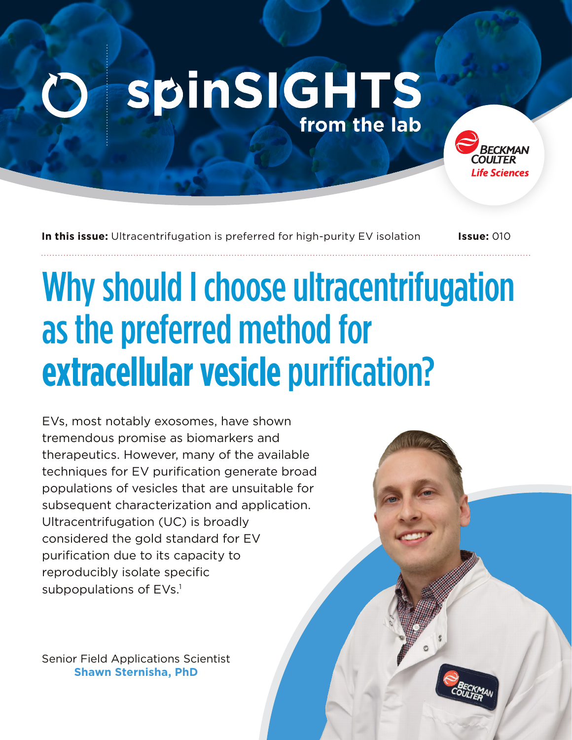# spinSIGHTS from the lab

**In this issue:** Ultracentrifugation is preferred for high-purity EV isolation **Issue:** 010

# Why should I choose ultracentrifugation as the preferred method for extracellular vesicle purification?

EVs, most notably exosomes, have shown tremendous promise as biomarkers and therapeutics. However, many of the available techniques for EV purification generate broad populations of vesicles that are unsuitable for subsequent characterization and application. Ultracentrifugation (UC) is broadly considered the gold standard for EV purification due to its capacity to reproducibly isolate specific subpopulations of EVs.[1]

Senior Field Applications Scientist
**Shawn Sternisha, PhD**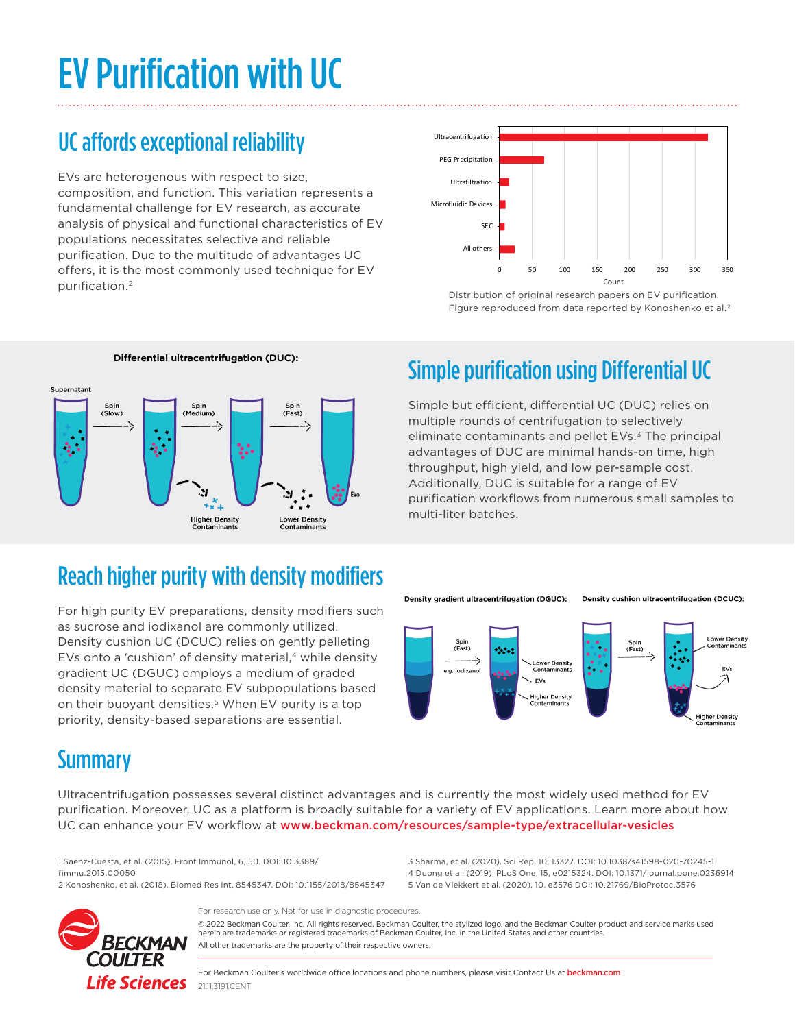# EV Purification with UC

## UC affords exceptional reliability

EVs are heterogenous with respect to size, composition, and function. This variation represents a fundamental challenge for EV research, as accurate analysis of physical and functional characteristics of EV populations necessitates selective and reliable purification. Due to the multitude of advantages UC offers, it is the most commonly used technique for EV purification.[2]

Ultracentrifugation
PEG Precipitation
Ultrafiltration
Microfluidic Devices
SEC
All others
0 50 100 150 200 250 300 350
Count

Distribution of original research papers on EV purification. Figure reproduced from data reported by Konoshenko et al.[2]

Differential ultracentrifugation (DUC):

Supernatant
Spin (Slow)
Spin (Medium)
Spin (Fast)
EVs
Higher Density Contaminants
Lower Density Contaminants

## Simple purification using Differential UC

Simple but efficient, differential UC (DUC) relies on multiple rounds of centrifugation to selectively eliminate contaminants and pellet EVs.[3] The principal advantages of DUC are minimal hands-on time, high throughput, high yield, and low per-sample cost. Additionally, DUC is suitable for a range of EV purification workflows from numerous small samples to multi-liter batches.

## Reach higher purity with density modifiers

For high purity EV preparations, density modifiers such as sucrose and iodixanol are commonly utilized. Density cushion UC (DCUC) relies on gently pelleting EVs onto a 'cushion' of density material,[4] while density gradient UC (DGUC) employs a medium of graded density material to separate EV subpopulations based on their buoyant densities.[5] When EV purity is a top priority, density-based separations are essential.

Density gradient ultracentrifugation (DGUC):
Spin (Fast)
e.g. iodixanol
Lower Density Contaminants
EVs
Higher Density Contaminants

Density cushion ultracentrifugation (DCUC):
Spin (Fast)
Lower Density Contaminants
EVs
Higher Density Contaminants

## Summary

Ultracentrifugation possesses several distinct advantages and is currently the most widely used method for EV purification. Moreover, UC as a platform is broadly suitable for a variety of EV applications. Learn more about how UC can enhance your EV workflow at www.beckman.com/resources/sample-type/extracellular-vesicles

1 Saenz-Cuesta, et al. (2015). Front Immunol, 6, 50. DOI: 10.3389/fimmu.2015.00050
2 Konoshenko, et al. (2018). Biomed Res Int, 8545347. DOI: 10.1155/2018/8545347
3 Sharma, et al. (2020). Sci Rep, 10, 13327. DOI: 10.1038/s41598-020-70245-1
4 Duong et al. (2019). PLoS One, 15, e0215324. DOI: 10.1371/journal.pone.0236914
5 Van de Vlekkert et al. (2020). 10, e3576 DOI: 10.21769/BioProtoc.3576

BECKMAN COULTER Life Sciences

For research use only. Not for use in diagnostic procedures.

© 2022 Beckman Coulter, Inc. All rights reserved. Beckman Coulter, the stylized logo, and the Beckman Coulter product and service marks used herein are trademarks or registered trademarks of Beckman Coulter, Inc. in the United States and other countries.
All other trademarks are the property of their respective owners.

For Beckman Coulter's worldwide office locations and phone numbers, please visit Contact Us at beckman.com

21.11.3191.CENT